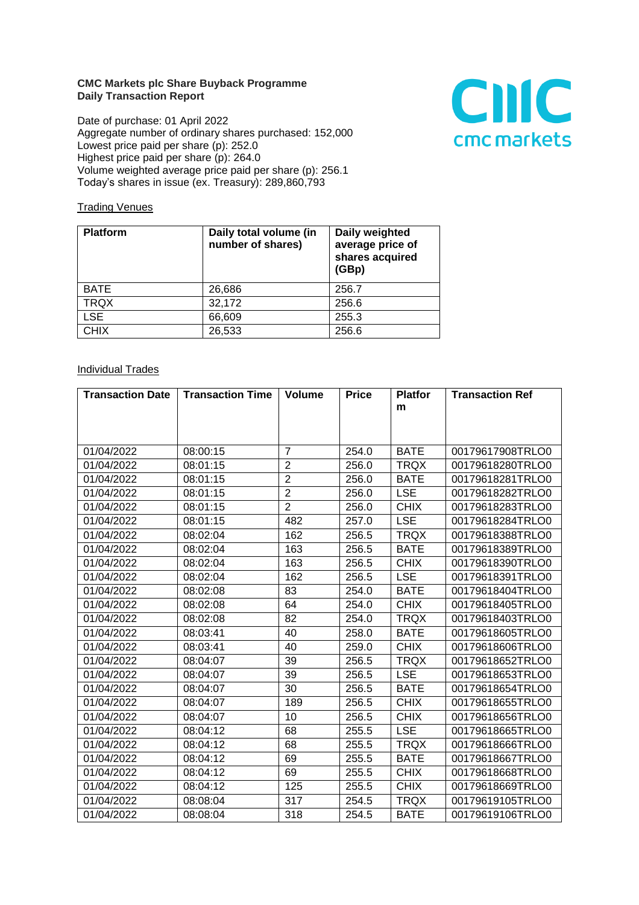**CMC Markets plc Share Buyback Programme**
**Daily Transaction Report**

Date of purchase: 01 April 2022
Aggregate number of ordinary shares purchased: 152,000
Lowest price paid per share (p): 252.0
Highest price paid per share (p): 264.0
Volume weighted average price paid per share (p): 256.1
Today's shares in issue (ex. Treasury): 289,860,793

Trading Venues

| Platform | Daily total volume (in number of shares) | Daily weighted average price of shares acquired (GBp) |
|---|---|---|
| BATE | 26,686 | 256.7 |
| TRQX | 32,172 | 256.6 |
| LSE | 66,609 | 255.3 |
| CHIX | 26,533 | 256.6 |

Individual Trades

| Transaction Date | Transaction Time | Volume | Price | Platform | Transaction Ref |
|---|---|---|---|---|---|
| 01/04/2022 | 08:00:15 | 7 | 254.0 | BATE | 00179617908TRLO0 |
| 01/04/2022 | 08:01:15 | 2 | 256.0 | TRQX | 00179618280TRLO0 |
| 01/04/2022 | 08:01:15 | 2 | 256.0 | BATE | 00179618281TRLO0 |
| 01/04/2022 | 08:01:15 | 2 | 256.0 | LSE | 00179618282TRLO0 |
| 01/04/2022 | 08:01:15 | 2 | 256.0 | CHIX | 00179618283TRLO0 |
| 01/04/2022 | 08:01:15 | 482 | 257.0 | LSE | 00179618284TRLO0 |
| 01/04/2022 | 08:02:04 | 162 | 256.5 | TRQX | 00179618388TRLO0 |
| 01/04/2022 | 08:02:04 | 163 | 256.5 | BATE | 00179618389TRLO0 |
| 01/04/2022 | 08:02:04 | 163 | 256.5 | CHIX | 00179618390TRLO0 |
| 01/04/2022 | 08:02:04 | 162 | 256.5 | LSE | 00179618391TRLO0 |
| 01/04/2022 | 08:02:08 | 83 | 254.0 | BATE | 00179618404TRLO0 |
| 01/04/2022 | 08:02:08 | 64 | 254.0 | CHIX | 00179618405TRLO0 |
| 01/04/2022 | 08:02:08 | 82 | 254.0 | TRQX | 00179618403TRLO0 |
| 01/04/2022 | 08:03:41 | 40 | 258.0 | BATE | 00179618605TRLO0 |
| 01/04/2022 | 08:03:41 | 40 | 259.0 | CHIX | 00179618606TRLO0 |
| 01/04/2022 | 08:04:07 | 39 | 256.5 | TRQX | 00179618652TRLO0 |
| 01/04/2022 | 08:04:07 | 39 | 256.5 | LSE | 00179618653TRLO0 |
| 01/04/2022 | 08:04:07 | 30 | 256.5 | BATE | 00179618654TRLO0 |
| 01/04/2022 | 08:04:07 | 189 | 256.5 | CHIX | 00179618655TRLO0 |
| 01/04/2022 | 08:04:07 | 10 | 256.5 | CHIX | 00179618656TRLO0 |
| 01/04/2022 | 08:04:12 | 68 | 255.5 | LSE | 00179618665TRLO0 |
| 01/04/2022 | 08:04:12 | 68 | 255.5 | TRQX | 00179618666TRLO0 |
| 01/04/2022 | 08:04:12 | 69 | 255.5 | BATE | 00179618667TRLO0 |
| 01/04/2022 | 08:04:12 | 69 | 255.5 | CHIX | 00179618668TRLO0 |
| 01/04/2022 | 08:04:12 | 125 | 255.5 | CHIX | 00179618669TRLO0 |
| 01/04/2022 | 08:08:04 | 317 | 254.5 | TRQX | 00179619105TRLO0 |
| 01/04/2022 | 08:08:04 | 318 | 254.5 | BATE | 00179619106TRLO0 |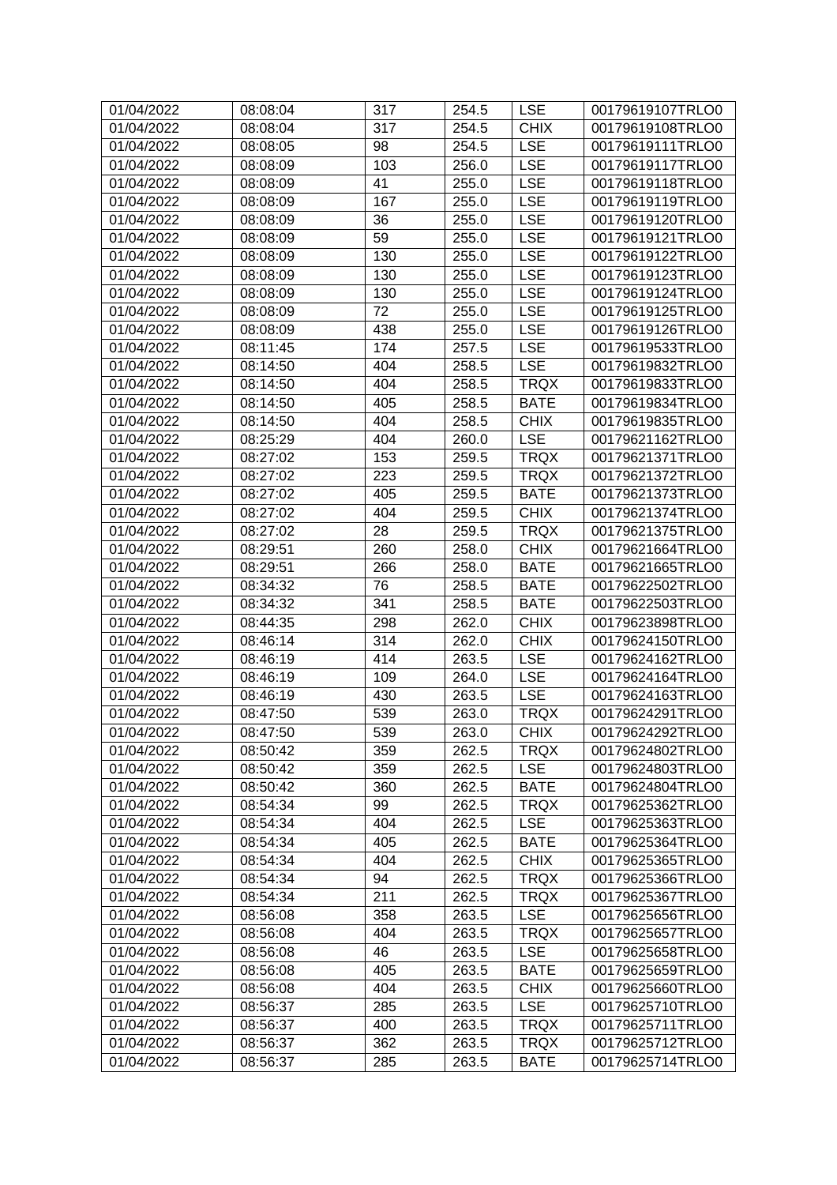| 01/04/2022 | 08:08:04 | 317 | 254.5 | LSE | 00179619107TRLO0 |
|---|---|---|---|---|---|
| 01/04/2022 | 08:08:04 | 317 | 254.5 | CHIX | 00179619108TRLO0 |
| 01/04/2022 | 08:08:05 | 98 | 254.5 | LSE | 00179619111TRLO0 |
| 01/04/2022 | 08:08:09 | 103 | 256.0 | LSE | 00179619117TRLO0 |
| 01/04/2022 | 08:08:09 | 41 | 255.0 | LSE | 00179619118TRLO0 |
| 01/04/2022 | 08:08:09 | 167 | 255.0 | LSE | 00179619119TRLO0 |
| 01/04/2022 | 08:08:09 | 36 | 255.0 | LSE | 00179619120TRLO0 |
| 01/04/2022 | 08:08:09 | 59 | 255.0 | LSE | 00179619121TRLO0 |
| 01/04/2022 | 08:08:09 | 130 | 255.0 | LSE | 00179619122TRLO0 |
| 01/04/2022 | 08:08:09 | 130 | 255.0 | LSE | 00179619123TRLO0 |
| 01/04/2022 | 08:08:09 | 130 | 255.0 | LSE | 00179619124TRLO0 |
| 01/04/2022 | 08:08:09 | 72 | 255.0 | LSE | 00179619125TRLO0 |
| 01/04/2022 | 08:08:09 | 438 | 255.0 | LSE | 00179619126TRLO0 |
| 01/04/2022 | 08:11:45 | 174 | 257.5 | LSE | 00179619533TRLO0 |
| 01/04/2022 | 08:14:50 | 404 | 258.5 | LSE | 00179619832TRLO0 |
| 01/04/2022 | 08:14:50 | 404 | 258.5 | TRQX | 00179619833TRLO0 |
| 01/04/2022 | 08:14:50 | 405 | 258.5 | BATE | 00179619834TRLO0 |
| 01/04/2022 | 08:14:50 | 404 | 258.5 | CHIX | 00179619835TRLO0 |
| 01/04/2022 | 08:25:29 | 404 | 260.0 | LSE | 00179621162TRLO0 |
| 01/04/2022 | 08:27:02 | 153 | 259.5 | TRQX | 00179621371TRLO0 |
| 01/04/2022 | 08:27:02 | 223 | 259.5 | TRQX | 00179621372TRLO0 |
| 01/04/2022 | 08:27:02 | 405 | 259.5 | BATE | 00179621373TRLO0 |
| 01/04/2022 | 08:27:02 | 404 | 259.5 | CHIX | 00179621374TRLO0 |
| 01/04/2022 | 08:27:02 | 28 | 259.5 | TRQX | 00179621375TRLO0 |
| 01/04/2022 | 08:29:51 | 260 | 258.0 | CHIX | 00179621664TRLO0 |
| 01/04/2022 | 08:29:51 | 266 | 258.0 | BATE | 00179621665TRLO0 |
| 01/04/2022 | 08:34:32 | 76 | 258.5 | BATE | 00179622502TRLO0 |
| 01/04/2022 | 08:34:32 | 341 | 258.5 | BATE | 00179622503TRLO0 |
| 01/04/2022 | 08:44:35 | 298 | 262.0 | CHIX | 00179623898TRLO0 |
| 01/04/2022 | 08:46:14 | 314 | 262.0 | CHIX | 00179624150TRLO0 |
| 01/04/2022 | 08:46:19 | 414 | 263.5 | LSE | 00179624162TRLO0 |
| 01/04/2022 | 08:46:19 | 109 | 264.0 | LSE | 00179624164TRLO0 |
| 01/04/2022 | 08:46:19 | 430 | 263.5 | LSE | 00179624163TRLO0 |
| 01/04/2022 | 08:47:50 | 539 | 263.0 | TRQX | 00179624291TRLO0 |
| 01/04/2022 | 08:47:50 | 539 | 263.0 | CHIX | 00179624292TRLO0 |
| 01/04/2022 | 08:50:42 | 359 | 262.5 | TRQX | 00179624802TRLO0 |
| 01/04/2022 | 08:50:42 | 359 | 262.5 | LSE | 00179624803TRLO0 |
| 01/04/2022 | 08:50:42 | 360 | 262.5 | BATE | 00179624804TRLO0 |
| 01/04/2022 | 08:54:34 | 99 | 262.5 | TRQX | 00179625362TRLO0 |
| 01/04/2022 | 08:54:34 | 404 | 262.5 | LSE | 00179625363TRLO0 |
| 01/04/2022 | 08:54:34 | 405 | 262.5 | BATE | 00179625364TRLO0 |
| 01/04/2022 | 08:54:34 | 404 | 262.5 | CHIX | 00179625365TRLO0 |
| 01/04/2022 | 08:54:34 | 94 | 262.5 | TRQX | 00179625366TRLO0 |
| 01/04/2022 | 08:54:34 | 211 | 262.5 | TRQX | 00179625367TRLO0 |
| 01/04/2022 | 08:56:08 | 358 | 263.5 | LSE | 00179625656TRLO0 |
| 01/04/2022 | 08:56:08 | 404 | 263.5 | TRQX | 00179625657TRLO0 |
| 01/04/2022 | 08:56:08 | 46 | 263.5 | LSE | 00179625658TRLO0 |
| 01/04/2022 | 08:56:08 | 405 | 263.5 | BATE | 00179625659TRLO0 |
| 01/04/2022 | 08:56:08 | 404 | 263.5 | CHIX | 00179625660TRLO0 |
| 01/04/2022 | 08:56:37 | 285 | 263.5 | LSE | 00179625710TRLO0 |
| 01/04/2022 | 08:56:37 | 400 | 263.5 | TRQX | 00179625711TRLO0 |
| 01/04/2022 | 08:56:37 | 362 | 263.5 | TRQX | 00179625712TRLO0 |
| 01/04/2022 | 08:56:37 | 285 | 263.5 | BATE | 00179625714TRLO0 |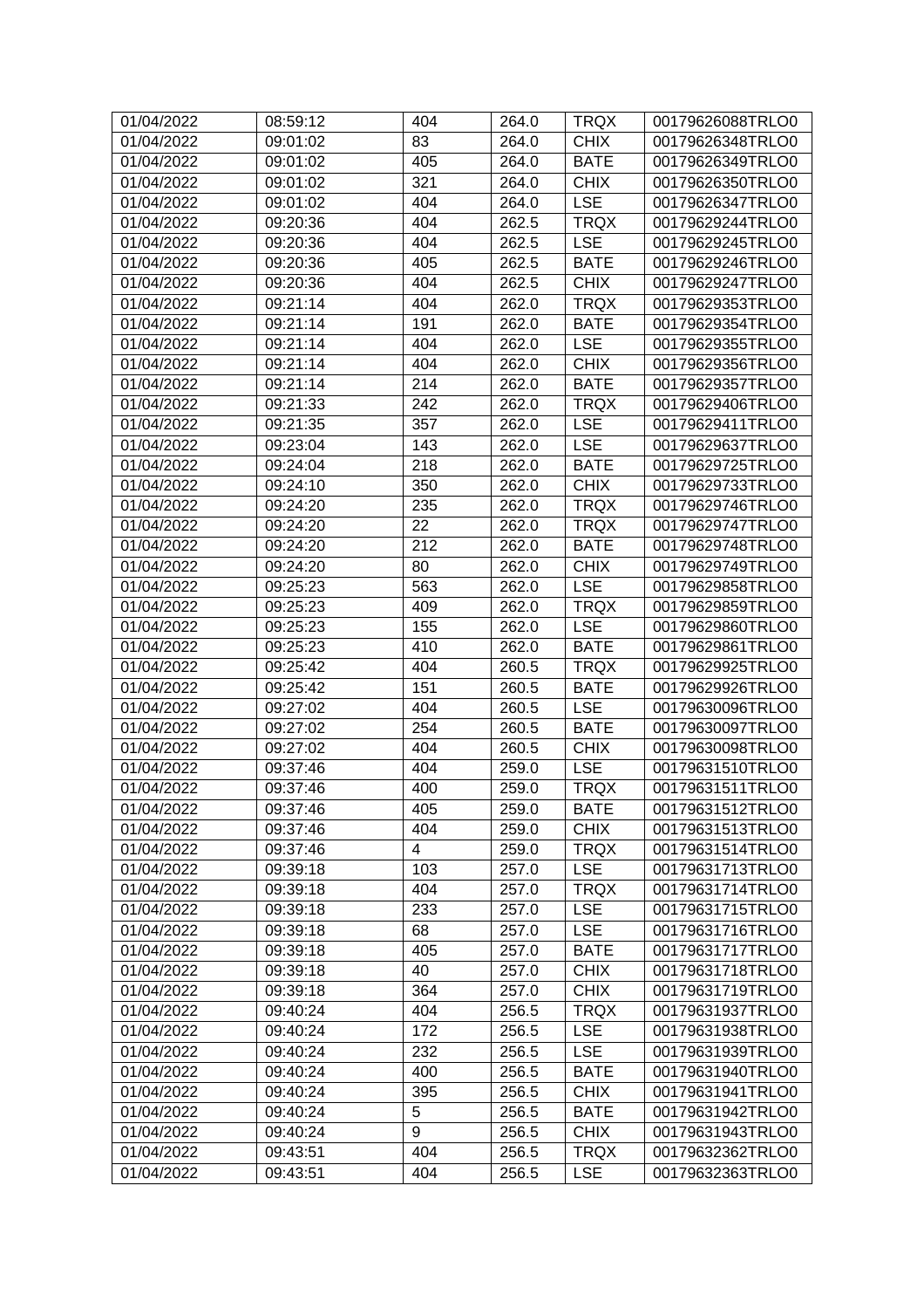| 01/04/2022 | 08:59:12 | 404 | 264.0 | TRQX | 00179626088TRLO0 |
|---|---|---|---|---|---|
| 01/04/2022 | 09:01:02 | 83 | 264.0 | CHIX | 00179626348TRLO0 |
| 01/04/2022 | 09:01:02 | 405 | 264.0 | BATE | 00179626349TRLO0 |
| 01/04/2022 | 09:01:02 | 321 | 264.0 | CHIX | 00179626350TRLO0 |
| 01/04/2022 | 09:01:02 | 404 | 264.0 | LSE | 00179626347TRLO0 |
| 01/04/2022 | 09:20:36 | 404 | 262.5 | TRQX | 00179629244TRLO0 |
| 01/04/2022 | 09:20:36 | 404 | 262.5 | LSE | 00179629245TRLO0 |
| 01/04/2022 | 09:20:36 | 405 | 262.5 | BATE | 00179629246TRLO0 |
| 01/04/2022 | 09:20:36 | 404 | 262.5 | CHIX | 00179629247TRLO0 |
| 01/04/2022 | 09:21:14 | 404 | 262.0 | TRQX | 00179629353TRLO0 |
| 01/04/2022 | 09:21:14 | 191 | 262.0 | BATE | 00179629354TRLO0 |
| 01/04/2022 | 09:21:14 | 404 | 262.0 | LSE | 00179629355TRLO0 |
| 01/04/2022 | 09:21:14 | 404 | 262.0 | CHIX | 00179629356TRLO0 |
| 01/04/2022 | 09:21:14 | 214 | 262.0 | BATE | 00179629357TRLO0 |
| 01/04/2022 | 09:21:33 | 242 | 262.0 | TRQX | 00179629406TRLO0 |
| 01/04/2022 | 09:21:35 | 357 | 262.0 | LSE | 00179629411TRLO0 |
| 01/04/2022 | 09:23:04 | 143 | 262.0 | LSE | 00179629637TRLO0 |
| 01/04/2022 | 09:24:04 | 218 | 262.0 | BATE | 00179629725TRLO0 |
| 01/04/2022 | 09:24:10 | 350 | 262.0 | CHIX | 00179629733TRLO0 |
| 01/04/2022 | 09:24:20 | 235 | 262.0 | TRQX | 00179629746TRLO0 |
| 01/04/2022 | 09:24:20 | 22 | 262.0 | TRQX | 00179629747TRLO0 |
| 01/04/2022 | 09:24:20 | 212 | 262.0 | BATE | 00179629748TRLO0 |
| 01/04/2022 | 09:24:20 | 80 | 262.0 | CHIX | 00179629749TRLO0 |
| 01/04/2022 | 09:25:23 | 563 | 262.0 | LSE | 00179629858TRLO0 |
| 01/04/2022 | 09:25:23 | 409 | 262.0 | TRQX | 00179629859TRLO0 |
| 01/04/2022 | 09:25:23 | 155 | 262.0 | LSE | 00179629860TRLO0 |
| 01/04/2022 | 09:25:23 | 410 | 262.0 | BATE | 00179629861TRLO0 |
| 01/04/2022 | 09:25:42 | 404 | 260.5 | TRQX | 00179629925TRLO0 |
| 01/04/2022 | 09:25:42 | 151 | 260.5 | BATE | 00179629926TRLO0 |
| 01/04/2022 | 09:27:02 | 404 | 260.5 | LSE | 00179630096TRLO0 |
| 01/04/2022 | 09:27:02 | 254 | 260.5 | BATE | 00179630097TRLO0 |
| 01/04/2022 | 09:27:02 | 404 | 260.5 | CHIX | 00179630098TRLO0 |
| 01/04/2022 | 09:37:46 | 404 | 259.0 | LSE | 00179631510TRLO0 |
| 01/04/2022 | 09:37:46 | 400 | 259.0 | TRQX | 00179631511TRLO0 |
| 01/04/2022 | 09:37:46 | 405 | 259.0 | BATE | 00179631512TRLO0 |
| 01/04/2022 | 09:37:46 | 404 | 259.0 | CHIX | 00179631513TRLO0 |
| 01/04/2022 | 09:37:46 | 4 | 259.0 | TRQX | 00179631514TRLO0 |
| 01/04/2022 | 09:39:18 | 103 | 257.0 | LSE | 00179631713TRLO0 |
| 01/04/2022 | 09:39:18 | 404 | 257.0 | TRQX | 00179631714TRLO0 |
| 01/04/2022 | 09:39:18 | 233 | 257.0 | LSE | 00179631715TRLO0 |
| 01/04/2022 | 09:39:18 | 68 | 257.0 | LSE | 00179631716TRLO0 |
| 01/04/2022 | 09:39:18 | 405 | 257.0 | BATE | 00179631717TRLO0 |
| 01/04/2022 | 09:39:18 | 40 | 257.0 | CHIX | 00179631718TRLO0 |
| 01/04/2022 | 09:39:18 | 364 | 257.0 | CHIX | 00179631719TRLO0 |
| 01/04/2022 | 09:40:24 | 404 | 256.5 | TRQX | 00179631937TRLO0 |
| 01/04/2022 | 09:40:24 | 172 | 256.5 | LSE | 00179631938TRLO0 |
| 01/04/2022 | 09:40:24 | 232 | 256.5 | LSE | 00179631939TRLO0 |
| 01/04/2022 | 09:40:24 | 400 | 256.5 | BATE | 00179631940TRLO0 |
| 01/04/2022 | 09:40:24 | 395 | 256.5 | CHIX | 00179631941TRLO0 |
| 01/04/2022 | 09:40:24 | 5 | 256.5 | BATE | 00179631942TRLO0 |
| 01/04/2022 | 09:40:24 | 9 | 256.5 | CHIX | 00179631943TRLO0 |
| 01/04/2022 | 09:43:51 | 404 | 256.5 | TRQX | 00179632362TRLO0 |
| 01/04/2022 | 09:43:51 | 404 | 256.5 | LSE | 00179632363TRLO0 |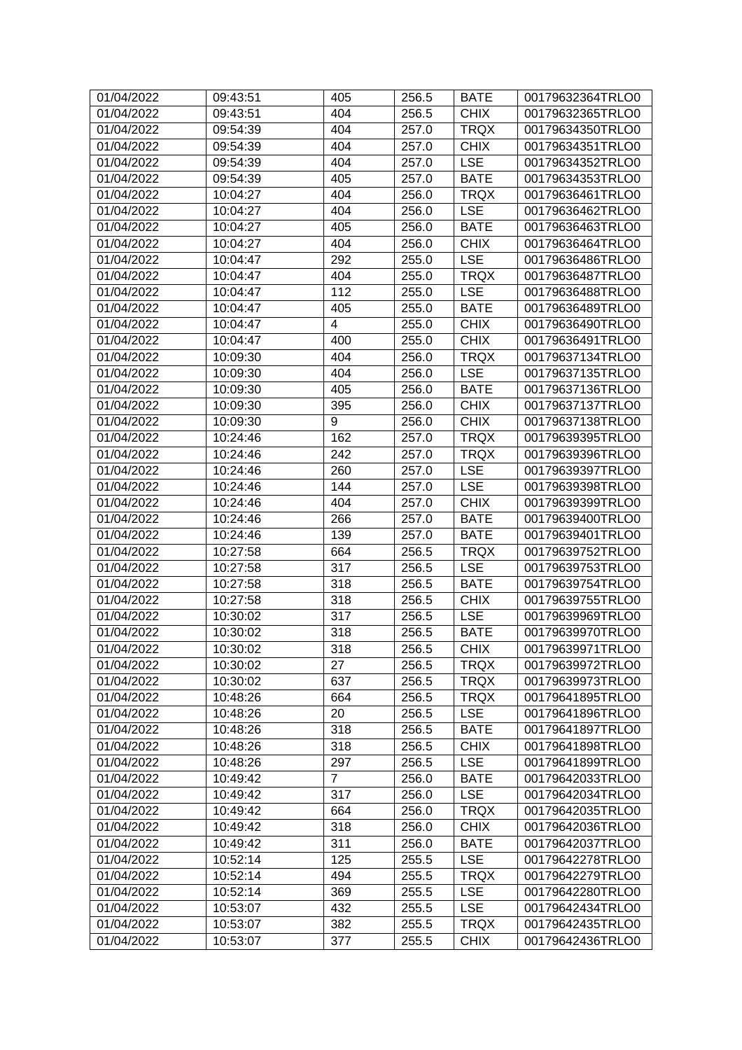| 01/04/2022 | 09:43:51 | 405 | 256.5 | BATE | 00179632364TRLO0 |
|---|---|---|---|---|---|
| 01/04/2022 | 09:43:51 | 404 | 256.5 | CHIX | 00179632365TRLO0 |
| 01/04/2022 | 09:54:39 | 404 | 257.0 | TRQX | 00179634350TRLO0 |
| 01/04/2022 | 09:54:39 | 404 | 257.0 | CHIX | 00179634351TRLO0 |
| 01/04/2022 | 09:54:39 | 404 | 257.0 | LSE | 00179634352TRLO0 |
| 01/04/2022 | 09:54:39 | 405 | 257.0 | BATE | 00179634353TRLO0 |
| 01/04/2022 | 10:04:27 | 404 | 256.0 | TRQX | 00179636461TRLO0 |
| 01/04/2022 | 10:04:27 | 404 | 256.0 | LSE | 00179636462TRLO0 |
| 01/04/2022 | 10:04:27 | 405 | 256.0 | BATE | 00179636463TRLO0 |
| 01/04/2022 | 10:04:27 | 404 | 256.0 | CHIX | 00179636464TRLO0 |
| 01/04/2022 | 10:04:47 | 292 | 255.0 | LSE | 00179636486TRLO0 |
| 01/04/2022 | 10:04:47 | 404 | 255.0 | TRQX | 00179636487TRLO0 |
| 01/04/2022 | 10:04:47 | 112 | 255.0 | LSE | 00179636488TRLO0 |
| 01/04/2022 | 10:04:47 | 405 | 255.0 | BATE | 00179636489TRLO0 |
| 01/04/2022 | 10:04:47 | 4 | 255.0 | CHIX | 00179636490TRLO0 |
| 01/04/2022 | 10:04:47 | 400 | 255.0 | CHIX | 00179636491TRLO0 |
| 01/04/2022 | 10:09:30 | 404 | 256.0 | TRQX | 00179637134TRLO0 |
| 01/04/2022 | 10:09:30 | 404 | 256.0 | LSE | 00179637135TRLO0 |
| 01/04/2022 | 10:09:30 | 405 | 256.0 | BATE | 00179637136TRLO0 |
| 01/04/2022 | 10:09:30 | 395 | 256.0 | CHIX | 00179637137TRLO0 |
| 01/04/2022 | 10:09:30 | 9 | 256.0 | CHIX | 00179637138TRLO0 |
| 01/04/2022 | 10:24:46 | 162 | 257.0 | TRQX | 00179639395TRLO0 |
| 01/04/2022 | 10:24:46 | 242 | 257.0 | TRQX | 00179639396TRLO0 |
| 01/04/2022 | 10:24:46 | 260 | 257.0 | LSE | 00179639397TRLO0 |
| 01/04/2022 | 10:24:46 | 144 | 257.0 | LSE | 00179639398TRLO0 |
| 01/04/2022 | 10:24:46 | 404 | 257.0 | CHIX | 00179639399TRLO0 |
| 01/04/2022 | 10:24:46 | 266 | 257.0 | BATE | 00179639400TRLO0 |
| 01/04/2022 | 10:24:46 | 139 | 257.0 | BATE | 00179639401TRLO0 |
| 01/04/2022 | 10:27:58 | 664 | 256.5 | TRQX | 00179639752TRLO0 |
| 01/04/2022 | 10:27:58 | 317 | 256.5 | LSE | 00179639753TRLO0 |
| 01/04/2022 | 10:27:58 | 318 | 256.5 | BATE | 00179639754TRLO0 |
| 01/04/2022 | 10:27:58 | 318 | 256.5 | CHIX | 00179639755TRLO0 |
| 01/04/2022 | 10:30:02 | 317 | 256.5 | LSE | 00179639969TRLO0 |
| 01/04/2022 | 10:30:02 | 318 | 256.5 | BATE | 00179639970TRLO0 |
| 01/04/2022 | 10:30:02 | 318 | 256.5 | CHIX | 00179639971TRLO0 |
| 01/04/2022 | 10:30:02 | 27 | 256.5 | TRQX | 00179639972TRLO0 |
| 01/04/2022 | 10:30:02 | 637 | 256.5 | TRQX | 00179639973TRLO0 |
| 01/04/2022 | 10:48:26 | 664 | 256.5 | TRQX | 00179641895TRLO0 |
| 01/04/2022 | 10:48:26 | 20 | 256.5 | LSE | 00179641896TRLO0 |
| 01/04/2022 | 10:48:26 | 318 | 256.5 | BATE | 00179641897TRLO0 |
| 01/04/2022 | 10:48:26 | 318 | 256.5 | CHIX | 00179641898TRLO0 |
| 01/04/2022 | 10:48:26 | 297 | 256.5 | LSE | 00179641899TRLO0 |
| 01/04/2022 | 10:49:42 | 7 | 256.0 | BATE | 00179642033TRLO0 |
| 01/04/2022 | 10:49:42 | 317 | 256.0 | LSE | 00179642034TRLO0 |
| 01/04/2022 | 10:49:42 | 664 | 256.0 | TRQX | 00179642035TRLO0 |
| 01/04/2022 | 10:49:42 | 318 | 256.0 | CHIX | 00179642036TRLO0 |
| 01/04/2022 | 10:49:42 | 311 | 256.0 | BATE | 00179642037TRLO0 |
| 01/04/2022 | 10:52:14 | 125 | 255.5 | LSE | 00179642278TRLO0 |
| 01/04/2022 | 10:52:14 | 494 | 255.5 | TRQX | 00179642279TRLO0 |
| 01/04/2022 | 10:52:14 | 369 | 255.5 | LSE | 00179642280TRLO0 |
| 01/04/2022 | 10:53:07 | 432 | 255.5 | LSE | 00179642434TRLO0 |
| 01/04/2022 | 10:53:07 | 382 | 255.5 | TRQX | 00179642435TRLO0 |
| 01/04/2022 | 10:53:07 | 377 | 255.5 | CHIX | 00179642436TRLO0 |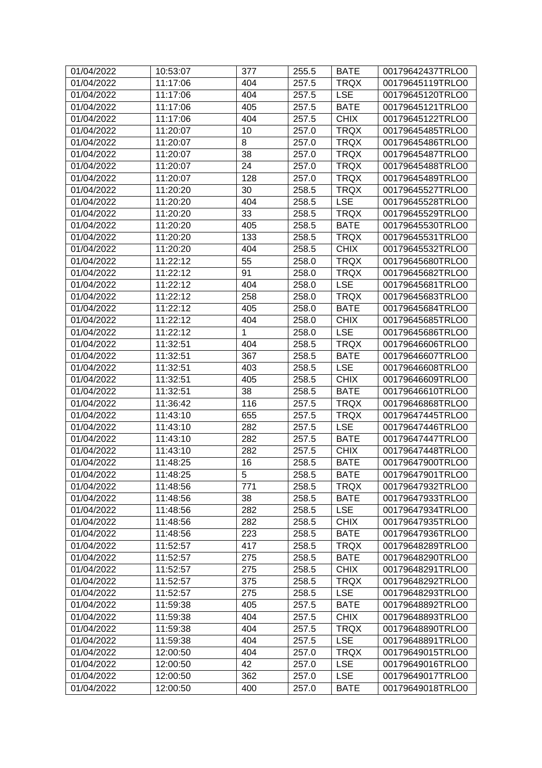| 01/04/2022 | 10:53:07 | 377 | 255.5 | BATE | 00179642437TRLO0 |
|---|---|---|---|---|---|
| 01/04/2022 | 11:17:06 | 404 | 257.5 | TRQX | 00179645119TRLO0 |
| 01/04/2022 | 11:17:06 | 404 | 257.5 | LSE | 00179645120TRLO0 |
| 01/04/2022 | 11:17:06 | 405 | 257.5 | BATE | 00179645121TRLO0 |
| 01/04/2022 | 11:17:06 | 404 | 257.5 | CHIX | 00179645122TRLO0 |
| 01/04/2022 | 11:20:07 | 10 | 257.0 | TRQX | 00179645485TRLO0 |
| 01/04/2022 | 11:20:07 | 8 | 257.0 | TRQX | 00179645486TRLO0 |
| 01/04/2022 | 11:20:07 | 38 | 257.0 | TRQX | 00179645487TRLO0 |
| 01/04/2022 | 11:20:07 | 24 | 257.0 | TRQX | 00179645488TRLO0 |
| 01/04/2022 | 11:20:07 | 128 | 257.0 | TRQX | 00179645489TRLO0 |
| 01/04/2022 | 11:20:20 | 30 | 258.5 | TRQX | 00179645527TRLO0 |
| 01/04/2022 | 11:20:20 | 404 | 258.5 | LSE | 00179645528TRLO0 |
| 01/04/2022 | 11:20:20 | 33 | 258.5 | TRQX | 00179645529TRLO0 |
| 01/04/2022 | 11:20:20 | 405 | 258.5 | BATE | 00179645530TRLO0 |
| 01/04/2022 | 11:20:20 | 133 | 258.5 | TRQX | 00179645531TRLO0 |
| 01/04/2022 | 11:20:20 | 404 | 258.5 | CHIX | 00179645532TRLO0 |
| 01/04/2022 | 11:22:12 | 55 | 258.0 | TRQX | 00179645680TRLO0 |
| 01/04/2022 | 11:22:12 | 91 | 258.0 | TRQX | 00179645682TRLO0 |
| 01/04/2022 | 11:22:12 | 404 | 258.0 | LSE | 00179645681TRLO0 |
| 01/04/2022 | 11:22:12 | 258 | 258.0 | TRQX | 00179645683TRLO0 |
| 01/04/2022 | 11:22:12 | 405 | 258.0 | BATE | 00179645684TRLO0 |
| 01/04/2022 | 11:22:12 | 404 | 258.0 | CHIX | 00179645685TRLO0 |
| 01/04/2022 | 11:22:12 | 1 | 258.0 | LSE | 00179645686TRLO0 |
| 01/04/2022 | 11:32:51 | 404 | 258.5 | TRQX | 00179646606TRLO0 |
| 01/04/2022 | 11:32:51 | 367 | 258.5 | BATE | 00179646607TRLO0 |
| 01/04/2022 | 11:32:51 | 403 | 258.5 | LSE | 00179646608TRLO0 |
| 01/04/2022 | 11:32:51 | 405 | 258.5 | CHIX | 00179646609TRLO0 |
| 01/04/2022 | 11:32:51 | 38 | 258.5 | BATE | 00179646610TRLO0 |
| 01/04/2022 | 11:36:42 | 116 | 257.5 | TRQX | 00179646868TRLO0 |
| 01/04/2022 | 11:43:10 | 655 | 257.5 | TRQX | 00179647445TRLO0 |
| 01/04/2022 | 11:43:10 | 282 | 257.5 | LSE | 00179647446TRLO0 |
| 01/04/2022 | 11:43:10 | 282 | 257.5 | BATE | 00179647447TRLO0 |
| 01/04/2022 | 11:43:10 | 282 | 257.5 | CHIX | 00179647448TRLO0 |
| 01/04/2022 | 11:48:25 | 16 | 258.5 | BATE | 00179647900TRLO0 |
| 01/04/2022 | 11:48:25 | 5 | 258.5 | BATE | 00179647901TRLO0 |
| 01/04/2022 | 11:48:56 | 771 | 258.5 | TRQX | 00179647932TRLO0 |
| 01/04/2022 | 11:48:56 | 38 | 258.5 | BATE | 00179647933TRLO0 |
| 01/04/2022 | 11:48:56 | 282 | 258.5 | LSE | 00179647934TRLO0 |
| 01/04/2022 | 11:48:56 | 282 | 258.5 | CHIX | 00179647935TRLO0 |
| 01/04/2022 | 11:48:56 | 223 | 258.5 | BATE | 00179647936TRLO0 |
| 01/04/2022 | 11:52:57 | 417 | 258.5 | TRQX | 00179648289TRLO0 |
| 01/04/2022 | 11:52:57 | 275 | 258.5 | BATE | 00179648290TRLO0 |
| 01/04/2022 | 11:52:57 | 275 | 258.5 | CHIX | 00179648291TRLO0 |
| 01/04/2022 | 11:52:57 | 375 | 258.5 | TRQX | 00179648292TRLO0 |
| 01/04/2022 | 11:52:57 | 275 | 258.5 | LSE | 00179648293TRLO0 |
| 01/04/2022 | 11:59:38 | 405 | 257.5 | BATE | 00179648892TRLO0 |
| 01/04/2022 | 11:59:38 | 404 | 257.5 | CHIX | 00179648893TRLO0 |
| 01/04/2022 | 11:59:38 | 404 | 257.5 | TRQX | 00179648890TRLO0 |
| 01/04/2022 | 11:59:38 | 404 | 257.5 | LSE | 00179648891TRLO0 |
| 01/04/2022 | 12:00:50 | 404 | 257.0 | TRQX | 00179649015TRLO0 |
| 01/04/2022 | 12:00:50 | 42 | 257.0 | LSE | 00179649016TRLO0 |
| 01/04/2022 | 12:00:50 | 362 | 257.0 | LSE | 00179649017TRLO0 |
| 01/04/2022 | 12:00:50 | 400 | 257.0 | BATE | 00179649018TRLO0 |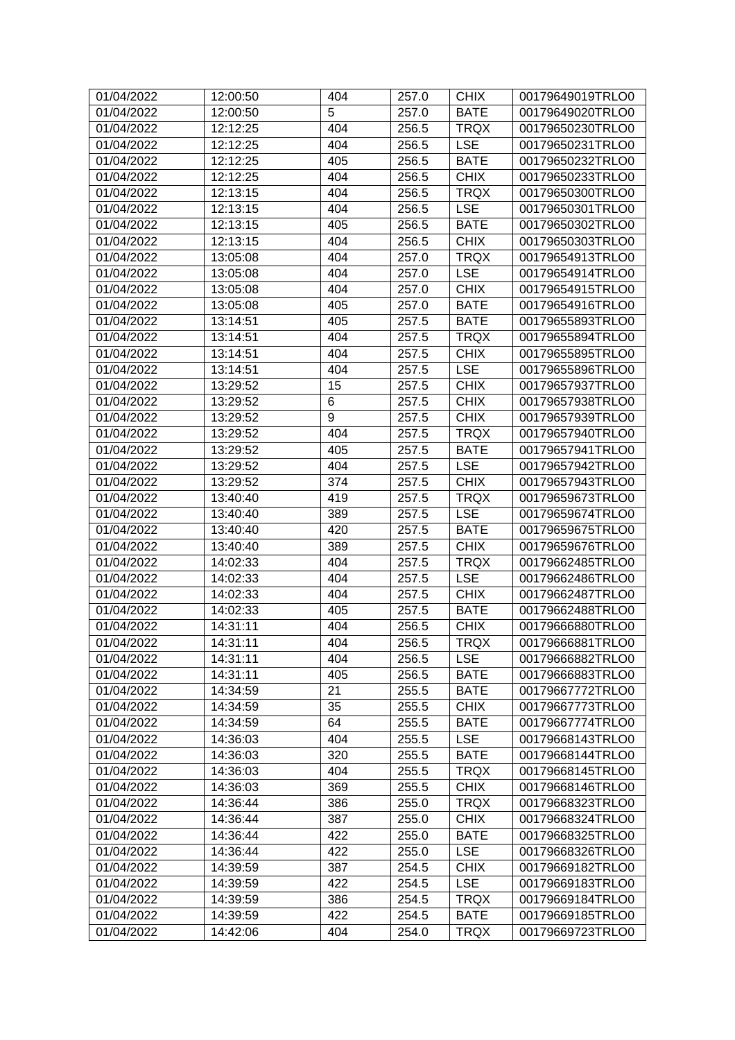| 01/04/2022 | 12:00:50 | 404 | 257.0 | CHIX | 00179649019TRLO0 |
|---|---|---|---|---|---|
| 01/04/2022 | 12:00:50 | 5 | 257.0 | BATE | 00179649020TRLO0 |
| 01/04/2022 | 12:12:25 | 404 | 256.5 | TRQX | 00179650230TRLO0 |
| 01/04/2022 | 12:12:25 | 404 | 256.5 | LSE | 00179650231TRLO0 |
| 01/04/2022 | 12:12:25 | 405 | 256.5 | BATE | 00179650232TRLO0 |
| 01/04/2022 | 12:12:25 | 404 | 256.5 | CHIX | 00179650233TRLO0 |
| 01/04/2022 | 12:13:15 | 404 | 256.5 | TRQX | 00179650300TRLO0 |
| 01/04/2022 | 12:13:15 | 404 | 256.5 | LSE | 00179650301TRLO0 |
| 01/04/2022 | 12:13:15 | 405 | 256.5 | BATE | 00179650302TRLO0 |
| 01/04/2022 | 12:13:15 | 404 | 256.5 | CHIX | 00179650303TRLO0 |
| 01/04/2022 | 13:05:08 | 404 | 257.0 | TRQX | 00179654913TRLO0 |
| 01/04/2022 | 13:05:08 | 404 | 257.0 | LSE | 00179654914TRLO0 |
| 01/04/2022 | 13:05:08 | 404 | 257.0 | CHIX | 00179654915TRLO0 |
| 01/04/2022 | 13:05:08 | 405 | 257.0 | BATE | 00179654916TRLO0 |
| 01/04/2022 | 13:14:51 | 405 | 257.5 | BATE | 00179655893TRLO0 |
| 01/04/2022 | 13:14:51 | 404 | 257.5 | TRQX | 00179655894TRLO0 |
| 01/04/2022 | 13:14:51 | 404 | 257.5 | CHIX | 00179655895TRLO0 |
| 01/04/2022 | 13:14:51 | 404 | 257.5 | LSE | 00179655896TRLO0 |
| 01/04/2022 | 13:29:52 | 15 | 257.5 | CHIX | 00179657937TRLO0 |
| 01/04/2022 | 13:29:52 | 6 | 257.5 | CHIX | 00179657938TRLO0 |
| 01/04/2022 | 13:29:52 | 9 | 257.5 | CHIX | 00179657939TRLO0 |
| 01/04/2022 | 13:29:52 | 404 | 257.5 | TRQX | 00179657940TRLO0 |
| 01/04/2022 | 13:29:52 | 405 | 257.5 | BATE | 00179657941TRLO0 |
| 01/04/2022 | 13:29:52 | 404 | 257.5 | LSE | 00179657942TRLO0 |
| 01/04/2022 | 13:29:52 | 374 | 257.5 | CHIX | 00179657943TRLO0 |
| 01/04/2022 | 13:40:40 | 419 | 257.5 | TRQX | 00179659673TRLO0 |
| 01/04/2022 | 13:40:40 | 389 | 257.5 | LSE | 00179659674TRLO0 |
| 01/04/2022 | 13:40:40 | 420 | 257.5 | BATE | 00179659675TRLO0 |
| 01/04/2022 | 13:40:40 | 389 | 257.5 | CHIX | 00179659676TRLO0 |
| 01/04/2022 | 14:02:33 | 404 | 257.5 | TRQX | 00179662485TRLO0 |
| 01/04/2022 | 14:02:33 | 404 | 257.5 | LSE | 00179662486TRLO0 |
| 01/04/2022 | 14:02:33 | 404 | 257.5 | CHIX | 00179662487TRLO0 |
| 01/04/2022 | 14:02:33 | 405 | 257.5 | BATE | 00179662488TRLO0 |
| 01/04/2022 | 14:31:11 | 404 | 256.5 | CHIX | 00179666880TRLO0 |
| 01/04/2022 | 14:31:11 | 404 | 256.5 | TRQX | 00179666881TRLO0 |
| 01/04/2022 | 14:31:11 | 404 | 256.5 | LSE | 00179666882TRLO0 |
| 01/04/2022 | 14:31:11 | 405 | 256.5 | BATE | 00179666883TRLO0 |
| 01/04/2022 | 14:34:59 | 21 | 255.5 | BATE | 00179667772TRLO0 |
| 01/04/2022 | 14:34:59 | 35 | 255.5 | CHIX | 00179667773TRLO0 |
| 01/04/2022 | 14:34:59 | 64 | 255.5 | BATE | 00179667774TRLO0 |
| 01/04/2022 | 14:36:03 | 404 | 255.5 | LSE | 00179668143TRLO0 |
| 01/04/2022 | 14:36:03 | 320 | 255.5 | BATE | 00179668144TRLO0 |
| 01/04/2022 | 14:36:03 | 404 | 255.5 | TRQX | 00179668145TRLO0 |
| 01/04/2022 | 14:36:03 | 369 | 255.5 | CHIX | 00179668146TRLO0 |
| 01/04/2022 | 14:36:44 | 386 | 255.0 | TRQX | 00179668323TRLO0 |
| 01/04/2022 | 14:36:44 | 387 | 255.0 | CHIX | 00179668324TRLO0 |
| 01/04/2022 | 14:36:44 | 422 | 255.0 | BATE | 00179668325TRLO0 |
| 01/04/2022 | 14:36:44 | 422 | 255.0 | LSE | 00179668326TRLO0 |
| 01/04/2022 | 14:39:59 | 387 | 254.5 | CHIX | 00179669182TRLO0 |
| 01/04/2022 | 14:39:59 | 422 | 254.5 | LSE | 00179669183TRLO0 |
| 01/04/2022 | 14:39:59 | 386 | 254.5 | TRQX | 00179669184TRLO0 |
| 01/04/2022 | 14:39:59 | 422 | 254.5 | BATE | 00179669185TRLO0 |
| 01/04/2022 | 14:42:06 | 404 | 254.0 | TRQX | 00179669723TRLO0 |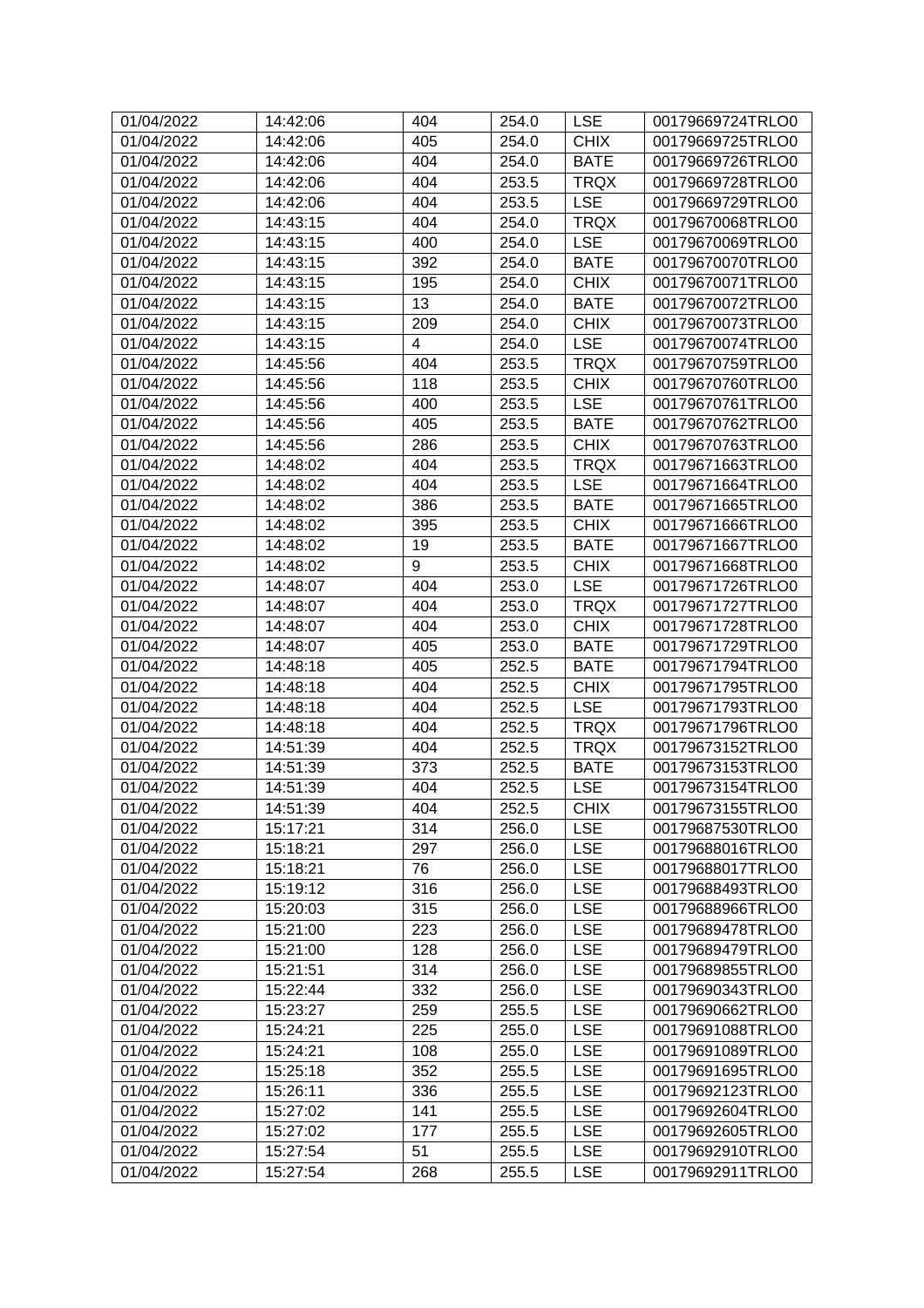| 01/04/2022 | 14:42:06 | 404 | 254.0 | LSE | 00179669724TRLO0 |
|---|---|---|---|---|---|
| 01/04/2022 | 14:42:06 | 405 | 254.0 | CHIX | 00179669725TRLO0 |
| 01/04/2022 | 14:42:06 | 404 | 254.0 | BATE | 00179669726TRLO0 |
| 01/04/2022 | 14:42:06 | 404 | 253.5 | TRQX | 00179669728TRLO0 |
| 01/04/2022 | 14:42:06 | 404 | 253.5 | LSE | 00179669729TRLO0 |
| 01/04/2022 | 14:43:15 | 404 | 254.0 | TRQX | 00179670068TRLO0 |
| 01/04/2022 | 14:43:15 | 400 | 254.0 | LSE | 00179670069TRLO0 |
| 01/04/2022 | 14:43:15 | 392 | 254.0 | BATE | 00179670070TRLO0 |
| 01/04/2022 | 14:43:15 | 195 | 254.0 | CHIX | 00179670071TRLO0 |
| 01/04/2022 | 14:43:15 | 13 | 254.0 | BATE | 00179670072TRLO0 |
| 01/04/2022 | 14:43:15 | 209 | 254.0 | CHIX | 00179670073TRLO0 |
| 01/04/2022 | 14:43:15 | 4 | 254.0 | LSE | 00179670074TRLO0 |
| 01/04/2022 | 14:45:56 | 404 | 253.5 | TRQX | 00179670759TRLO0 |
| 01/04/2022 | 14:45:56 | 118 | 253.5 | CHIX | 00179670760TRLO0 |
| 01/04/2022 | 14:45:56 | 400 | 253.5 | LSE | 00179670761TRLO0 |
| 01/04/2022 | 14:45:56 | 405 | 253.5 | BATE | 00179670762TRLO0 |
| 01/04/2022 | 14:45:56 | 286 | 253.5 | CHIX | 00179670763TRLO0 |
| 01/04/2022 | 14:48:02 | 404 | 253.5 | TRQX | 00179671663TRLO0 |
| 01/04/2022 | 14:48:02 | 404 | 253.5 | LSE | 00179671664TRLO0 |
| 01/04/2022 | 14:48:02 | 386 | 253.5 | BATE | 00179671665TRLO0 |
| 01/04/2022 | 14:48:02 | 395 | 253.5 | CHIX | 00179671666TRLO0 |
| 01/04/2022 | 14:48:02 | 19 | 253.5 | BATE | 00179671667TRLO0 |
| 01/04/2022 | 14:48:02 | 9 | 253.5 | CHIX | 00179671668TRLO0 |
| 01/04/2022 | 14:48:07 | 404 | 253.0 | LSE | 00179671726TRLO0 |
| 01/04/2022 | 14:48:07 | 404 | 253.0 | TRQX | 00179671727TRLO0 |
| 01/04/2022 | 14:48:07 | 404 | 253.0 | CHIX | 00179671728TRLO0 |
| 01/04/2022 | 14:48:07 | 405 | 253.0 | BATE | 00179671729TRLO0 |
| 01/04/2022 | 14:48:18 | 405 | 252.5 | BATE | 00179671794TRLO0 |
| 01/04/2022 | 14:48:18 | 404 | 252.5 | CHIX | 00179671795TRLO0 |
| 01/04/2022 | 14:48:18 | 404 | 252.5 | LSE | 00179671793TRLO0 |
| 01/04/2022 | 14:48:18 | 404 | 252.5 | TRQX | 00179671796TRLO0 |
| 01/04/2022 | 14:51:39 | 404 | 252.5 | TRQX | 00179673152TRLO0 |
| 01/04/2022 | 14:51:39 | 373 | 252.5 | BATE | 00179673153TRLO0 |
| 01/04/2022 | 14:51:39 | 404 | 252.5 | LSE | 00179673154TRLO0 |
| 01/04/2022 | 14:51:39 | 404 | 252.5 | CHIX | 00179673155TRLO0 |
| 01/04/2022 | 15:17:21 | 314 | 256.0 | LSE | 00179687530TRLO0 |
| 01/04/2022 | 15:18:21 | 297 | 256.0 | LSE | 00179688016TRLO0 |
| 01/04/2022 | 15:18:21 | 76 | 256.0 | LSE | 00179688017TRLO0 |
| 01/04/2022 | 15:19:12 | 316 | 256.0 | LSE | 00179688493TRLO0 |
| 01/04/2022 | 15:20:03 | 315 | 256.0 | LSE | 00179688966TRLO0 |
| 01/04/2022 | 15:21:00 | 223 | 256.0 | LSE | 00179689478TRLO0 |
| 01/04/2022 | 15:21:00 | 128 | 256.0 | LSE | 00179689479TRLO0 |
| 01/04/2022 | 15:21:51 | 314 | 256.0 | LSE | 00179689855TRLO0 |
| 01/04/2022 | 15:22:44 | 332 | 256.0 | LSE | 00179690343TRLO0 |
| 01/04/2022 | 15:23:27 | 259 | 255.5 | LSE | 00179690662TRLO0 |
| 01/04/2022 | 15:24:21 | 225 | 255.0 | LSE | 00179691088TRLO0 |
| 01/04/2022 | 15:24:21 | 108 | 255.0 | LSE | 00179691089TRLO0 |
| 01/04/2022 | 15:25:18 | 352 | 255.5 | LSE | 00179691695TRLO0 |
| 01/04/2022 | 15:26:11 | 336 | 255.5 | LSE | 00179692123TRLO0 |
| 01/04/2022 | 15:27:02 | 141 | 255.5 | LSE | 00179692604TRLO0 |
| 01/04/2022 | 15:27:02 | 177 | 255.5 | LSE | 00179692605TRLO0 |
| 01/04/2022 | 15:27:54 | 51 | 255.5 | LSE | 00179692910TRLO0 |
| 01/04/2022 | 15:27:54 | 268 | 255.5 | LSE | 00179692911TRLO0 |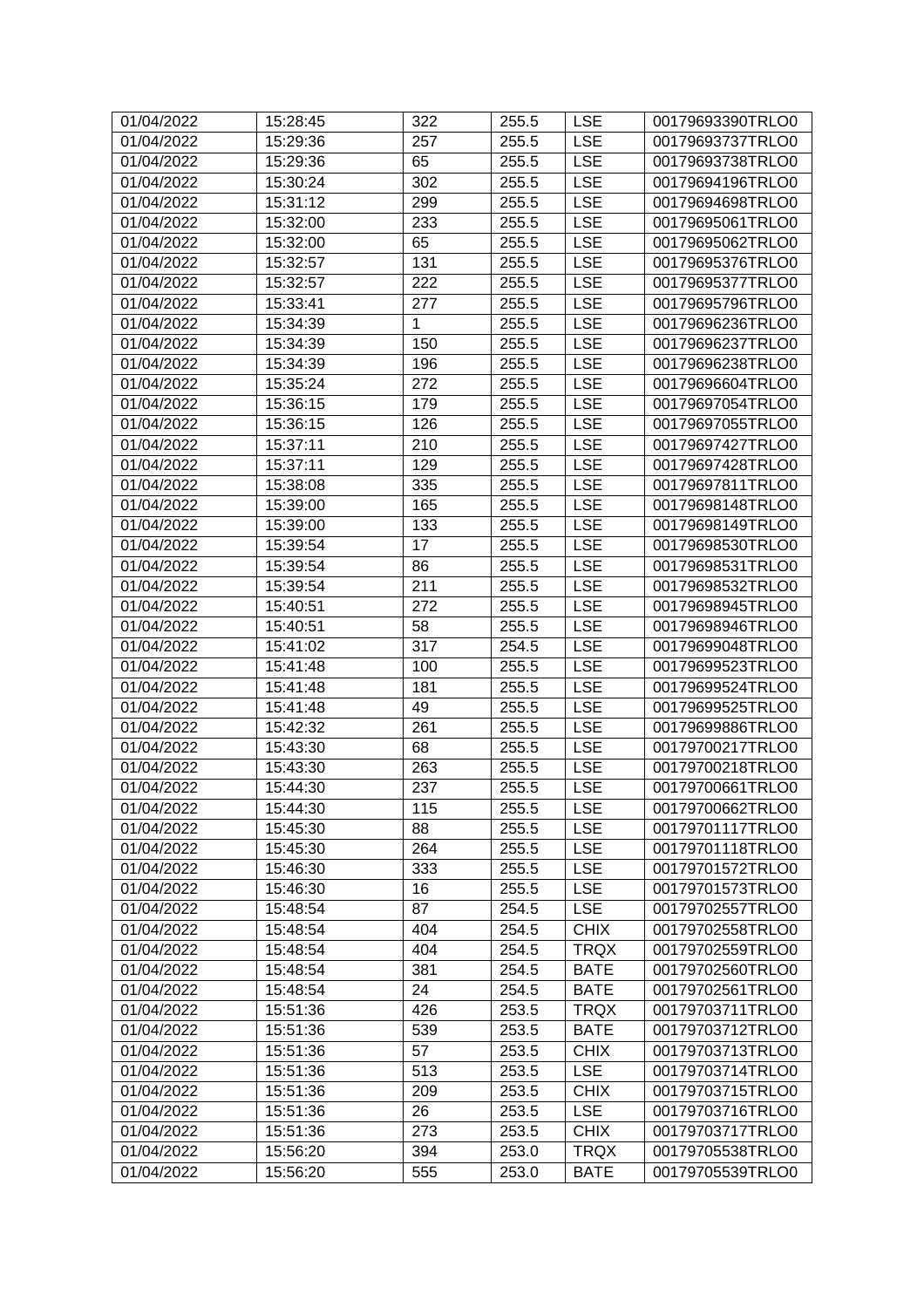| 01/04/2022 | 15:28:45 | 322 | 255.5 | LSE | 00179693390TRLO0 |
|---|---|---|---|---|---|
| 01/04/2022 | 15:29:36 | 257 | 255.5 | LSE | 00179693737TRLO0 |
| 01/04/2022 | 15:29:36 | 65 | 255.5 | LSE | 00179693738TRLO0 |
| 01/04/2022 | 15:30:24 | 302 | 255.5 | LSE | 00179694196TRLO0 |
| 01/04/2022 | 15:31:12 | 299 | 255.5 | LSE | 00179694698TRLO0 |
| 01/04/2022 | 15:32:00 | 233 | 255.5 | LSE | 00179695061TRLO0 |
| 01/04/2022 | 15:32:00 | 65 | 255.5 | LSE | 00179695062TRLO0 |
| 01/04/2022 | 15:32:57 | 131 | 255.5 | LSE | 00179695376TRLO0 |
| 01/04/2022 | 15:32:57 | 222 | 255.5 | LSE | 00179695377TRLO0 |
| 01/04/2022 | 15:33:41 | 277 | 255.5 | LSE | 00179695796TRLO0 |
| 01/04/2022 | 15:34:39 | 1 | 255.5 | LSE | 00179696236TRLO0 |
| 01/04/2022 | 15:34:39 | 150 | 255.5 | LSE | 00179696237TRLO0 |
| 01/04/2022 | 15:34:39 | 196 | 255.5 | LSE | 00179696238TRLO0 |
| 01/04/2022 | 15:35:24 | 272 | 255.5 | LSE | 00179696604TRLO0 |
| 01/04/2022 | 15:36:15 | 179 | 255.5 | LSE | 00179697054TRLO0 |
| 01/04/2022 | 15:36:15 | 126 | 255.5 | LSE | 00179697055TRLO0 |
| 01/04/2022 | 15:37:11 | 210 | 255.5 | LSE | 00179697427TRLO0 |
| 01/04/2022 | 15:37:11 | 129 | 255.5 | LSE | 00179697428TRLO0 |
| 01/04/2022 | 15:38:08 | 335 | 255.5 | LSE | 00179697811TRLO0 |
| 01/04/2022 | 15:39:00 | 165 | 255.5 | LSE | 00179698148TRLO0 |
| 01/04/2022 | 15:39:00 | 133 | 255.5 | LSE | 00179698149TRLO0 |
| 01/04/2022 | 15:39:54 | 17 | 255.5 | LSE | 00179698530TRLO0 |
| 01/04/2022 | 15:39:54 | 86 | 255.5 | LSE | 00179698531TRLO0 |
| 01/04/2022 | 15:39:54 | 211 | 255.5 | LSE | 00179698532TRLO0 |
| 01/04/2022 | 15:40:51 | 272 | 255.5 | LSE | 00179698945TRLO0 |
| 01/04/2022 | 15:40:51 | 58 | 255.5 | LSE | 00179698946TRLO0 |
| 01/04/2022 | 15:41:02 | 317 | 254.5 | LSE | 00179699048TRLO0 |
| 01/04/2022 | 15:41:48 | 100 | 255.5 | LSE | 00179699523TRLO0 |
| 01/04/2022 | 15:41:48 | 181 | 255.5 | LSE | 00179699524TRLO0 |
| 01/04/2022 | 15:41:48 | 49 | 255.5 | LSE | 00179699525TRLO0 |
| 01/04/2022 | 15:42:32 | 261 | 255.5 | LSE | 00179699886TRLO0 |
| 01/04/2022 | 15:43:30 | 68 | 255.5 | LSE | 00179700217TRLO0 |
| 01/04/2022 | 15:43:30 | 263 | 255.5 | LSE | 00179700218TRLO0 |
| 01/04/2022 | 15:44:30 | 237 | 255.5 | LSE | 00179700661TRLO0 |
| 01/04/2022 | 15:44:30 | 115 | 255.5 | LSE | 00179700662TRLO0 |
| 01/04/2022 | 15:45:30 | 88 | 255.5 | LSE | 00179701117TRLO0 |
| 01/04/2022 | 15:45:30 | 264 | 255.5 | LSE | 00179701118TRLO0 |
| 01/04/2022 | 15:46:30 | 333 | 255.5 | LSE | 00179701572TRLO0 |
| 01/04/2022 | 15:46:30 | 16 | 255.5 | LSE | 00179701573TRLO0 |
| 01/04/2022 | 15:48:54 | 87 | 254.5 | LSE | 00179702557TRLO0 |
| 01/04/2022 | 15:48:54 | 404 | 254.5 | CHIX | 00179702558TRLO0 |
| 01/04/2022 | 15:48:54 | 404 | 254.5 | TRQX | 00179702559TRLO0 |
| 01/04/2022 | 15:48:54 | 381 | 254.5 | BATE | 00179702560TRLO0 |
| 01/04/2022 | 15:48:54 | 24 | 254.5 | BATE | 00179702561TRLO0 |
| 01/04/2022 | 15:51:36 | 426 | 253.5 | TRQX | 00179703711TRLO0 |
| 01/04/2022 | 15:51:36 | 539 | 253.5 | BATE | 00179703712TRLO0 |
| 01/04/2022 | 15:51:36 | 57 | 253.5 | CHIX | 00179703713TRLO0 |
| 01/04/2022 | 15:51:36 | 513 | 253.5 | LSE | 00179703714TRLO0 |
| 01/04/2022 | 15:51:36 | 209 | 253.5 | CHIX | 00179703715TRLO0 |
| 01/04/2022 | 15:51:36 | 26 | 253.5 | LSE | 00179703716TRLO0 |
| 01/04/2022 | 15:51:36 | 273 | 253.5 | CHIX | 00179703717TRLO0 |
| 01/04/2022 | 15:56:20 | 394 | 253.0 | TRQX | 00179705538TRLO0 |
| 01/04/2022 | 15:56:20 | 555 | 253.0 | BATE | 00179705539TRLO0 |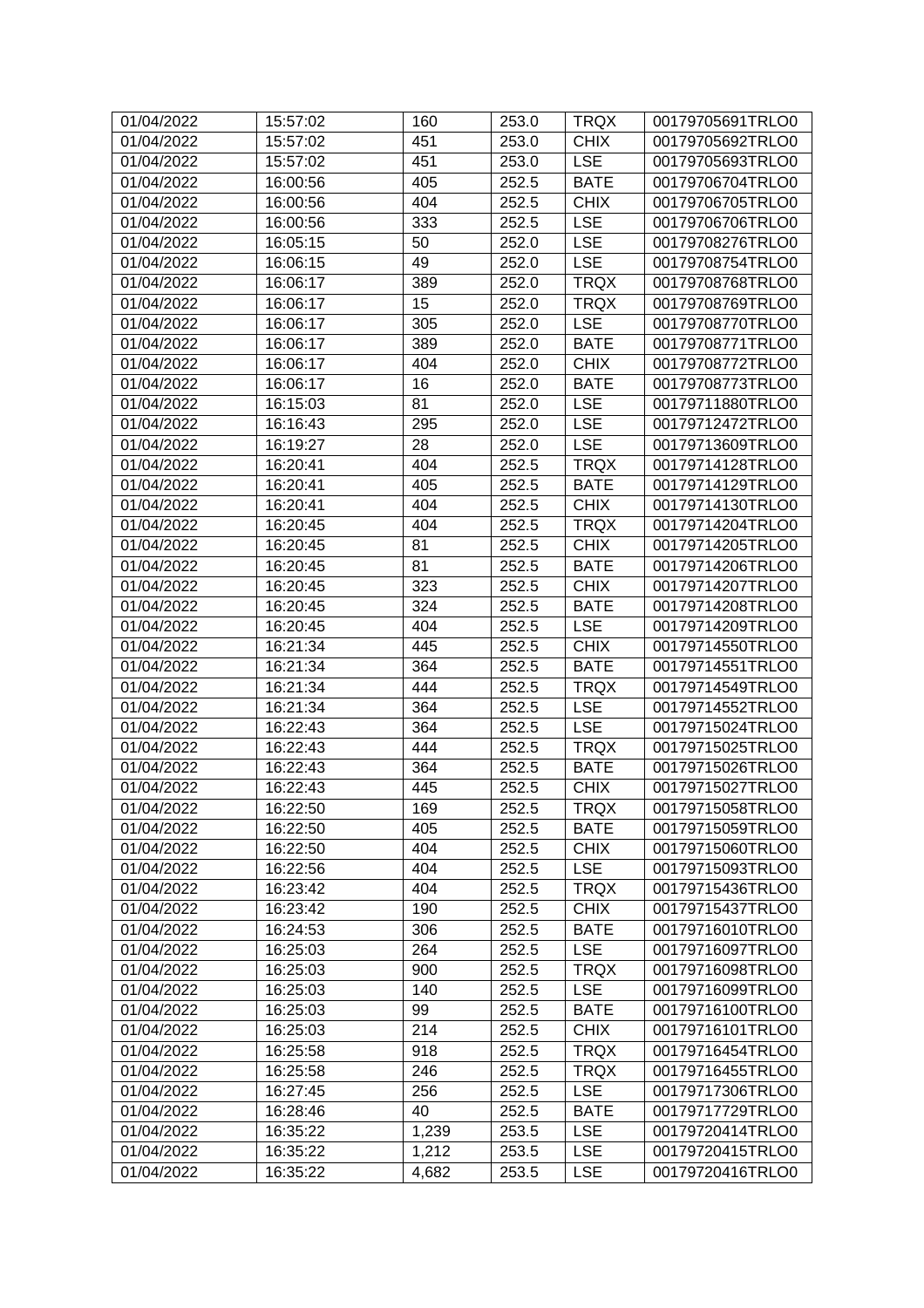| 01/04/2022 | 15:57:02 | 160 | 253.0 | TRQX | 00179705691TRLO0 |
|---|---|---|---|---|---|
| 01/04/2022 | 15:57:02 | 451 | 253.0 | CHIX | 00179705692TRLO0 |
| 01/04/2022 | 15:57:02 | 451 | 253.0 | LSE | 00179705693TRLO0 |
| 01/04/2022 | 16:00:56 | 405 | 252.5 | BATE | 00179706704TRLO0 |
| 01/04/2022 | 16:00:56 | 404 | 252.5 | CHIX | 00179706705TRLO0 |
| 01/04/2022 | 16:00:56 | 333 | 252.5 | LSE | 00179706706TRLO0 |
| 01/04/2022 | 16:05:15 | 50 | 252.0 | LSE | 00179708276TRLO0 |
| 01/04/2022 | 16:06:15 | 49 | 252.0 | LSE | 00179708754TRLO0 |
| 01/04/2022 | 16:06:17 | 389 | 252.0 | TRQX | 00179708768TRLO0 |
| 01/04/2022 | 16:06:17 | 15 | 252.0 | TRQX | 00179708769TRLO0 |
| 01/04/2022 | 16:06:17 | 305 | 252.0 | LSE | 00179708770TRLO0 |
| 01/04/2022 | 16:06:17 | 389 | 252.0 | BATE | 00179708771TRLO0 |
| 01/04/2022 | 16:06:17 | 404 | 252.0 | CHIX | 00179708772TRLO0 |
| 01/04/2022 | 16:06:17 | 16 | 252.0 | BATE | 00179708773TRLO0 |
| 01/04/2022 | 16:15:03 | 81 | 252.0 | LSE | 00179711880TRLO0 |
| 01/04/2022 | 16:16:43 | 295 | 252.0 | LSE | 00179712472TRLO0 |
| 01/04/2022 | 16:19:27 | 28 | 252.0 | LSE | 00179713609TRLO0 |
| 01/04/2022 | 16:20:41 | 404 | 252.5 | TRQX | 00179714128TRLO0 |
| 01/04/2022 | 16:20:41 | 405 | 252.5 | BATE | 00179714129TRLO0 |
| 01/04/2022 | 16:20:41 | 404 | 252.5 | CHIX | 00179714130TRLO0 |
| 01/04/2022 | 16:20:45 | 404 | 252.5 | TRQX | 00179714204TRLO0 |
| 01/04/2022 | 16:20:45 | 81 | 252.5 | CHIX | 00179714205TRLO0 |
| 01/04/2022 | 16:20:45 | 81 | 252.5 | BATE | 00179714206TRLO0 |
| 01/04/2022 | 16:20:45 | 323 | 252.5 | CHIX | 00179714207TRLO0 |
| 01/04/2022 | 16:20:45 | 324 | 252.5 | BATE | 00179714208TRLO0 |
| 01/04/2022 | 16:20:45 | 404 | 252.5 | LSE | 00179714209TRLO0 |
| 01/04/2022 | 16:21:34 | 445 | 252.5 | CHIX | 00179714550TRLO0 |
| 01/04/2022 | 16:21:34 | 364 | 252.5 | BATE | 00179714551TRLO0 |
| 01/04/2022 | 16:21:34 | 444 | 252.5 | TRQX | 00179714549TRLO0 |
| 01/04/2022 | 16:21:34 | 364 | 252.5 | LSE | 00179714552TRLO0 |
| 01/04/2022 | 16:22:43 | 364 | 252.5 | LSE | 00179715024TRLO0 |
| 01/04/2022 | 16:22:43 | 444 | 252.5 | TRQX | 00179715025TRLO0 |
| 01/04/2022 | 16:22:43 | 364 | 252.5 | BATE | 00179715026TRLO0 |
| 01/04/2022 | 16:22:43 | 445 | 252.5 | CHIX | 00179715027TRLO0 |
| 01/04/2022 | 16:22:50 | 169 | 252.5 | TRQX | 00179715058TRLO0 |
| 01/04/2022 | 16:22:50 | 405 | 252.5 | BATE | 00179715059TRLO0 |
| 01/04/2022 | 16:22:50 | 404 | 252.5 | CHIX | 00179715060TRLO0 |
| 01/04/2022 | 16:22:56 | 404 | 252.5 | LSE | 00179715093TRLO0 |
| 01/04/2022 | 16:23:42 | 404 | 252.5 | TRQX | 00179715436TRLO0 |
| 01/04/2022 | 16:23:42 | 190 | 252.5 | CHIX | 00179715437TRLO0 |
| 01/04/2022 | 16:24:53 | 306 | 252.5 | BATE | 00179716010TRLO0 |
| 01/04/2022 | 16:25:03 | 264 | 252.5 | LSE | 00179716097TRLO0 |
| 01/04/2022 | 16:25:03 | 900 | 252.5 | TRQX | 00179716098TRLO0 |
| 01/04/2022 | 16:25:03 | 140 | 252.5 | LSE | 00179716099TRLO0 |
| 01/04/2022 | 16:25:03 | 99 | 252.5 | BATE | 00179716100TRLO0 |
| 01/04/2022 | 16:25:03 | 214 | 252.5 | CHIX | 00179716101TRLO0 |
| 01/04/2022 | 16:25:58 | 918 | 252.5 | TRQX | 00179716454TRLO0 |
| 01/04/2022 | 16:25:58 | 246 | 252.5 | TRQX | 00179716455TRLO0 |
| 01/04/2022 | 16:27:45 | 256 | 252.5 | LSE | 00179717306TRLO0 |
| 01/04/2022 | 16:28:46 | 40 | 252.5 | BATE | 00179717729TRLO0 |
| 01/04/2022 | 16:35:22 | 1,239 | 253.5 | LSE | 00179720414TRLO0 |
| 01/04/2022 | 16:35:22 | 1,212 | 253.5 | LSE | 00179720415TRLO0 |
| 01/04/2022 | 16:35:22 | 4,682 | 253.5 | LSE | 00179720416TRLO0 |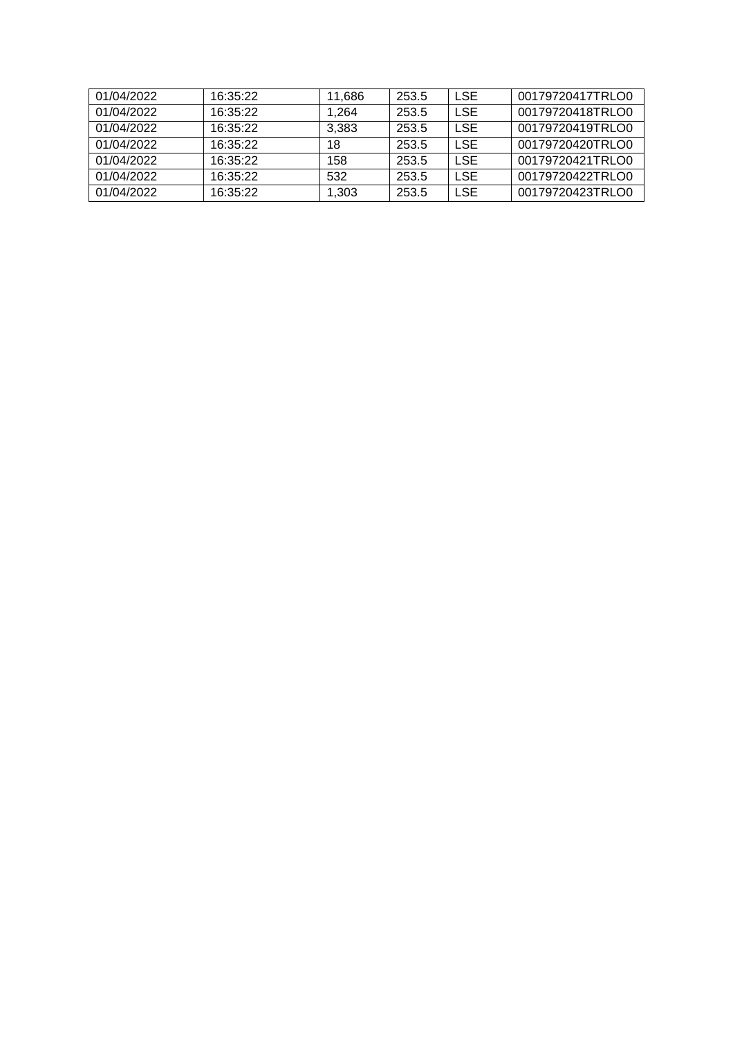| | | | | | |
|---|---|---|---|---|---|
| 01/04/2022 | 16:35:22 | 11,686 | 253.5 | LSE | 00179720417TRLO0 |
| 01/04/2022 | 16:35:22 | 1,264 | 253.5 | LSE | 00179720418TRLO0 |
| 01/04/2022 | 16:35:22 | 3,383 | 253.5 | LSE | 00179720419TRLO0 |
| 01/04/2022 | 16:35:22 | 18 | 253.5 | LSE | 00179720420TRLO0 |
| 01/04/2022 | 16:35:22 | 158 | 253.5 | LSE | 00179720421TRLO0 |
| 01/04/2022 | 16:35:22 | 532 | 253.5 | LSE | 00179720422TRLO0 |
| 01/04/2022 | 16:35:22 | 1,303 | 253.5 | LSE | 00179720423TRLO0 |